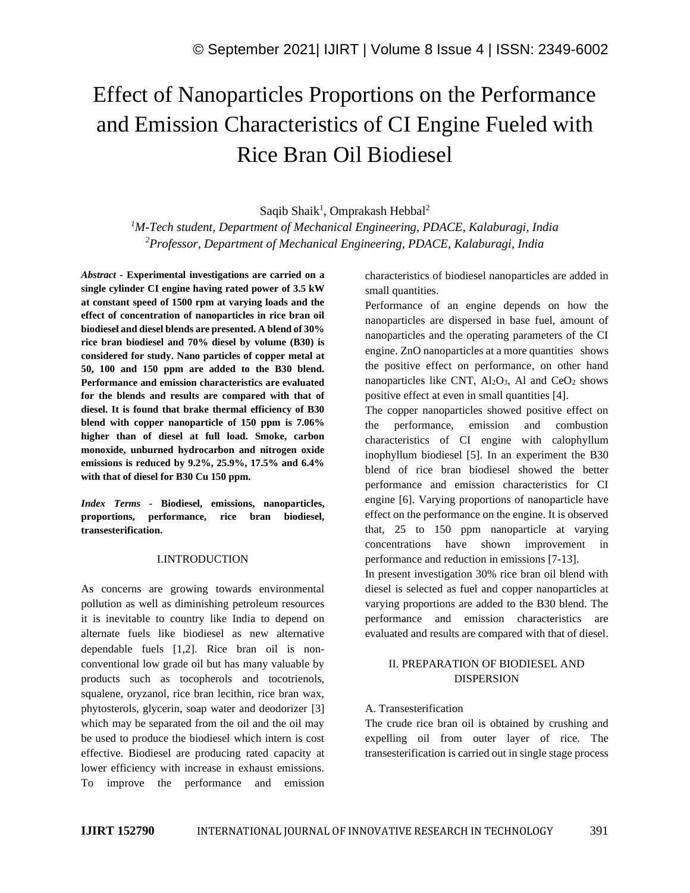# Effect of Nanoparticles Proportions on the Performance and Emission Characteristics of CI Engine Fueled with Rice Bran Oil Biodiesel

Saqib Shaik[1], Omprakash Hebbal[2]

[1]*M-Tech student, Department of Mechanical Engineering, PDACE, Kalaburagi, India*
[2]*Professor, Department of Mechanical Engineering, PDACE, Kalaburagi, India*

***Abstract*** **- Experimental investigations are carried on a single cylinder CI engine having rated power of 3.5 kW at constant speed of 1500 rpm at varying loads and the effect of concentration of nanoparticles in rice bran oil biodiesel and diesel blends are presented. A blend of 30% rice bran biodiesel and 70% diesel by volume (B30) is considered for study. Nano particles of copper metal at 50, 100 and 150 ppm are added to the B30 blend. Performance and emission characteristics are evaluated for the blends and results are compared with that of diesel. It is found that brake thermal efficiency of B30 blend with copper nanoparticle of 150 ppm is 7.06% higher than of diesel at full load. Smoke, carbon monoxide, unburned hydrocarbon and nitrogen oxide emissions is reduced by 9.2%, 25.9%, 17.5% and 6.4% with that of diesel for B30 Cu 150 ppm.**

***Index Terms*** **- Biodiesel, emissions, nanoparticles, proportions, performance, rice bran biodiesel, transesterification.**

## I.INTRODUCTION

As concerns are growing towards environmental pollution as well as diminishing petroleum resources it is inevitable to country like India to depend on alternate fuels like biodiesel as new alternative dependable fuels [1,2]. Rice bran oil is non-conventional low grade oil but has many valuable by products such as tocopherols and tocotrienols, squalene, oryzanol, rice bran lecithin, rice bran wax, phytosterols, glycerin, soap water and deodorizer [3] which may be separated from the oil and the oil may be used to produce the biodiesel which intern is cost effective. Biodiesel are producing rated capacity at lower efficiency with increase in exhaust emissions. To improve the performance and emission characteristics of biodiesel nanoparticles are added in small quantities.

Performance of an engine depends on how the nanoparticles are dispersed in base fuel, amount of nanoparticles and the operating parameters of the CI engine. ZnO nanoparticles at a more quantities shows the positive effect on performance, on other hand nanoparticles like CNT, $Al_2O_3$, Al and $CeO_2$ shows positive effect at even in small quantities [4].

The copper nanoparticles showed positive effect on the performance, emission and combustion characteristics of CI engine with calophyllum inophyllum biodiesel [5]. In an experiment the B30 blend of rice bran biodiesel showed the better performance and emission characteristics for CI engine [6]. Varying proportions of nanoparticle have effect on the performance on the engine. It is observed that, 25 to 150 ppm nanoparticle at varying concentrations have shown improvement in performance and reduction in emissions [7-13].

In present investigation 30% rice bran oil blend with diesel is selected as fuel and copper nanoparticles at varying proportions are added to the B30 blend. The performance and emission characteristics are evaluated and results are compared with that of diesel.

## II. PREPARATION OF BIODIESEL AND DISPERSION

### A. Transesterification

The crude rice bran oil is obtained by crushing and expelling oil from outer layer of rice. The transesterification is carried out in single stage process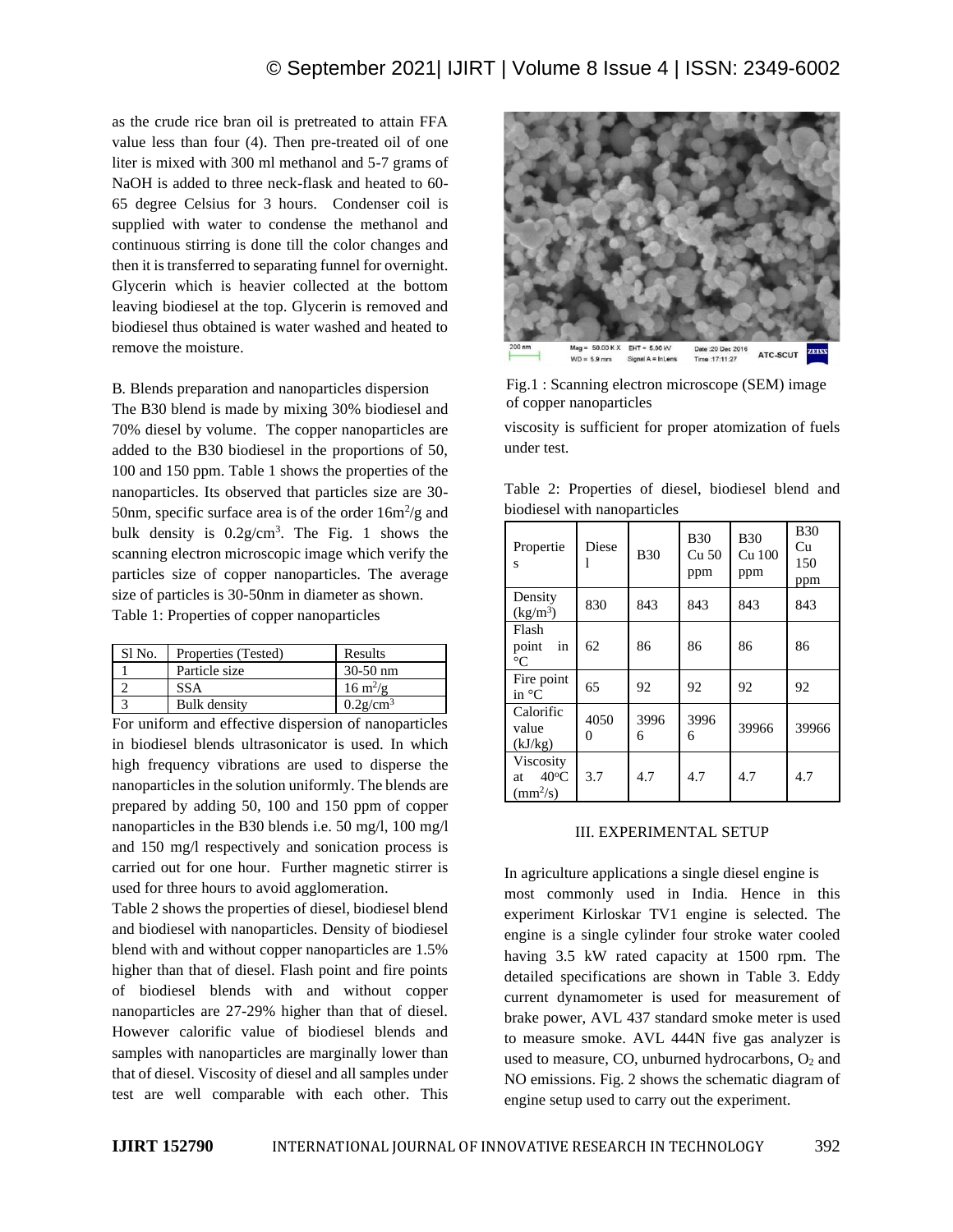as the crude rice bran oil is pretreated to attain FFA value less than four (4). Then pre-treated oil of one liter is mixed with 300 ml methanol and 5-7 grams of NaOH is added to three neck-flask and heated to 60-65 degree Celsius for 3 hours. Condenser coil is supplied with water to condense the methanol and continuous stirring is done till the color changes and then it is transferred to separating funnel for overnight. Glycerin which is heavier collected at the bottom leaving biodiesel at the top. Glycerin is removed and biodiesel thus obtained is water washed and heated to remove the moisture.

B. Blends preparation and nanoparticles dispersion

The B30 blend is made by mixing 30% biodiesel and 70% diesel by volume. The copper nanoparticles are added to the B30 biodiesel in the proportions of 50, 100 and 150 ppm. Table 1 shows the properties of the nanoparticles. Its observed that particles size are 30-50nm, specific surface area is of the order $16m^2/g$ and bulk density is $0.2g/cm^3$. The Fig. 1 shows the scanning electron microscopic image which verify the particles size of copper nanoparticles. The average size of particles is 30-50nm in diameter as shown.

Table 1: Properties of copper nanoparticles

| Sl No. | Properties (Tested) | Results |
|---|---|---|
| 1 | Particle size | 30-50 nm |
| 2 | SSA | $16\ m^2/g$ |
| 3 | Bulk density | $0.2g/cm^3$ |

For uniform and effective dispersion of nanoparticles in biodiesel blends ultrasonicator is used. In which high frequency vibrations are used to disperse the nanoparticles in the solution uniformly. The blends are prepared by adding 50, 100 and 150 ppm of copper nanoparticles in the B30 blends i.e. 50 mg/l, 100 mg/l and 150 mg/l respectively and sonication process is carried out for one hour. Further magnetic stirrer is used for three hours to avoid agglomeration.

Table 2 shows the properties of diesel, biodiesel blend and biodiesel with nanoparticles. Density of biodiesel blend with and without copper nanoparticles are 1.5% higher than that of diesel. Flash point and fire points of biodiesel blends with and without copper nanoparticles are 27-29% higher than that of diesel. However calorific value of biodiesel blends and samples with nanoparticles are marginally lower than that of diesel. Viscosity of diesel and all samples under test are well comparable with each other. This viscosity is sufficient for proper atomization of fuels under test.

Fig.1 : Scanning electron microscope (SEM) image of copper nanoparticles

Table 2: Properties of diesel, biodiesel blend and biodiesel with nanoparticles

| Properties | Diesel | B30 | B30 Cu 50 ppm | B30 Cu 100 ppm | B30 Cu 150 ppm |
|---|---|---|---|---|---|
| Density ($kg/m^3$) | 830 | 843 | 843 | 843 | 843 |
| Flash point in °C | 62 | 86 | 86 | 86 | 86 |
| Fire point in °C | 65 | 92 | 92 | 92 | 92 |
| Calorific value (kJ/kg) | 40500 | 39966 | 39966 | 39966 | 39966 |
| Viscosity at 40°C ($mm^2/s$) | 3.7 | 4.7 | 4.7 | 4.7 | 4.7 |

## III. EXPERIMENTAL SETUP

In agriculture applications a single diesel engine is most commonly used in India. Hence in this experiment Kirloskar TV1 engine is selected. The engine is a single cylinder four stroke water cooled having 3.5 kW rated capacity at 1500 rpm. The detailed specifications are shown in Table 3. Eddy current dynamometer is used for measurement of brake power, AVL 437 standard smoke meter is used to measure smoke. AVL 444N five gas analyzer is used to measure, CO, unburned hydrocarbons, $O_2$ and NO emissions. Fig. 2 shows the schematic diagram of engine setup used to carry out the experiment.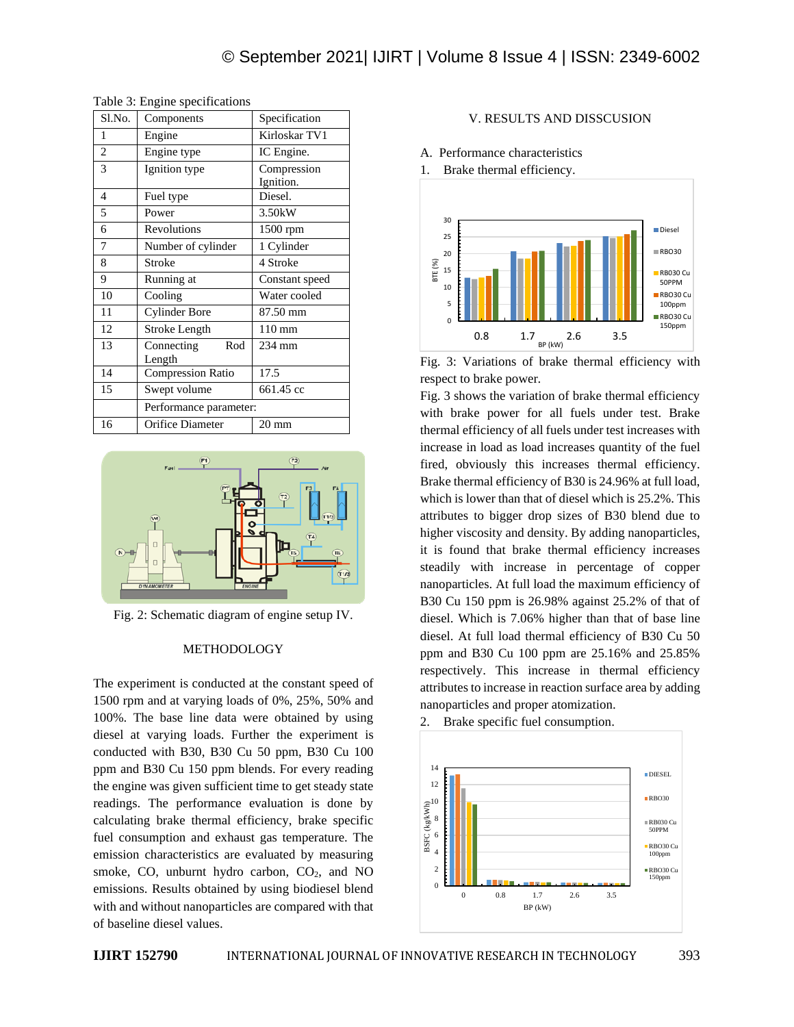Table 3: Engine specifications

| Sl.No. | Components | Specification |
|---|---|---|
| 1 | Engine | Kirloskar TV1 |
| 2 | Engine type | IC Engine. |
| 3 | Ignition type | Compression Ignition. |
| 4 | Fuel type | Diesel. |
| 5 | Power | 3.50kW |
| 6 | Revolutions | 1500 rpm |
| 7 | Number of cylinder | 1 Cylinder |
| 8 | Stroke | 4 Stroke |
| 9 | Running at | Constant speed |
| 10 | Cooling | Water cooled |
| 11 | Cylinder Bore | 87.50 mm |
| 12 | Stroke Length | 110 mm |
| 13 | Connecting Rod Length | 234 mm |
| 14 | Compression Ratio | 17.5 |
| 15 | Swept volume | 661.45 cc |
| | Performance parameter: | |
| 16 | Orifice Diameter | 20 mm |

Fig. 2: Schematic diagram of engine setup IV.

## METHODOLOGY

The experiment is conducted at the constant speed of 1500 rpm and at varying loads of 0%, 25%, 50% and 100%. The base line data were obtained by using diesel at varying loads. Further the experiment is conducted with B30, B30 Cu 50 ppm, B30 Cu 100 ppm and B30 Cu 150 ppm blends. For every reading the engine was given sufficient time to get steady state readings. The performance evaluation is done by calculating brake thermal efficiency, brake specific fuel consumption and exhaust gas temperature. The emission characteristics are evaluated by measuring smoke, CO, unburnt hydro carbon, $CO_2$, and NO emissions. Results obtained by using biodiesel blend with and without nanoparticles are compared with that of baseline diesel values.

## V. RESULTS AND DISSCUSION

### A. Performance characteristics

1. Brake thermal efficiency.

Fig. 3: Variations of brake thermal efficiency with respect to brake power.

Fig. 3 shows the variation of brake thermal efficiency with brake power for all fuels under test. Brake thermal efficiency of all fuels under test increases with increase in load as load increases quantity of the fuel fired, obviously this increases thermal efficiency. Brake thermal efficiency of B30 is 24.96% at full load, which is lower than that of diesel which is 25.2%. This attributes to bigger drop sizes of B30 blend due to higher viscosity and density. By adding nanoparticles, it is found that brake thermal efficiency increases steadily with increase in percentage of copper nanoparticles. At full load the maximum efficiency of B30 Cu 150 ppm is 26.98% against 25.2% of that of diesel. Which is 7.06% higher than that of base line diesel. At full load thermal efficiency of B30 Cu 50 ppm and B30 Cu 100 ppm are 25.16% and 25.85% respectively. This increase in thermal efficiency attributes to increase in reaction surface area by adding nanoparticles and proper atomization.

2. Brake specific fuel consumption.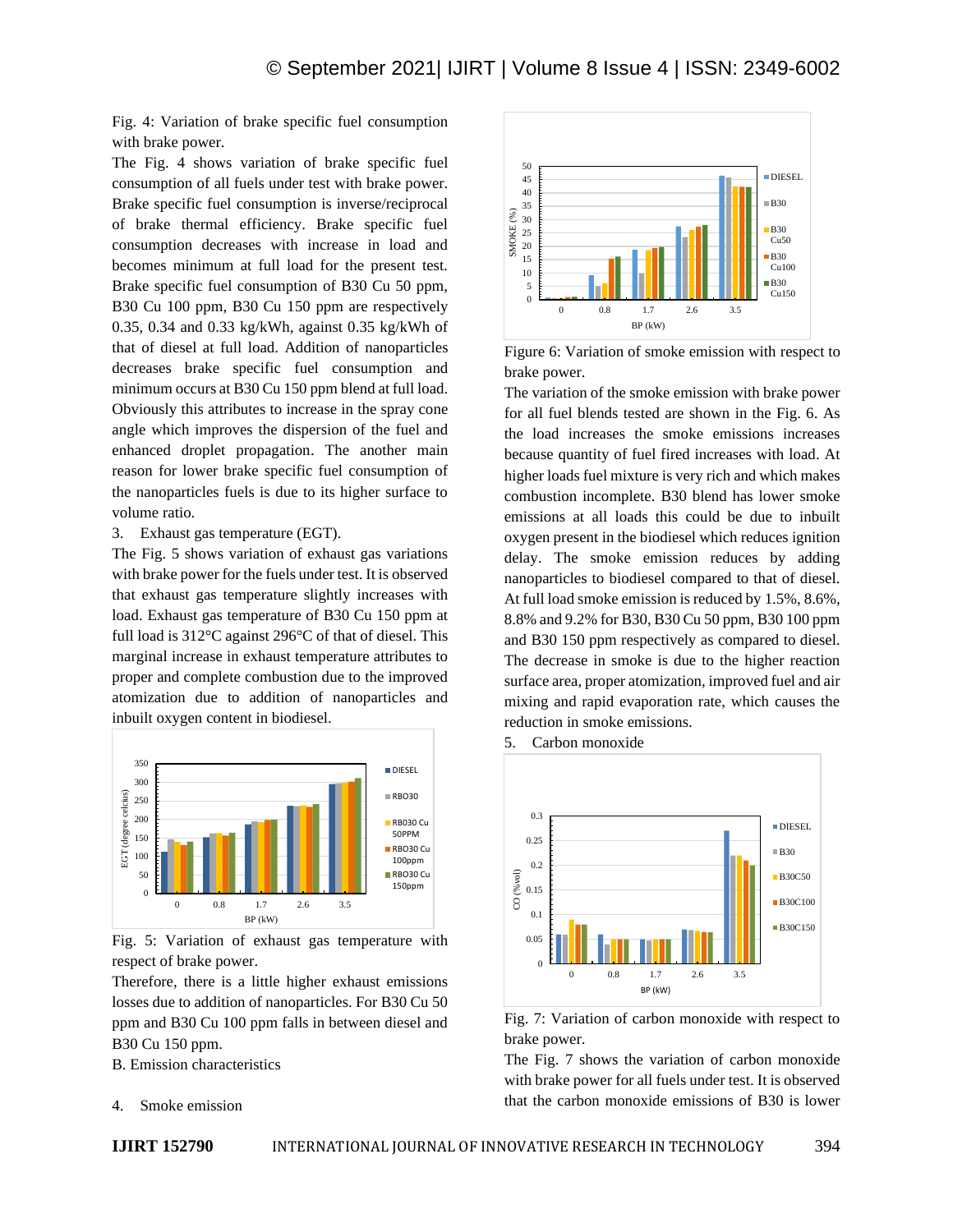Fig. 4: Variation of brake specific fuel consumption with brake power.

The Fig. 4 shows variation of brake specific fuel consumption of all fuels under test with brake power. Brake specific fuel consumption is inverse/reciprocal of brake thermal efficiency. Brake specific fuel consumption decreases with increase in load and becomes minimum at full load for the present test. Brake specific fuel consumption of B30 Cu 50 ppm, B30 Cu 100 ppm, B30 Cu 150 ppm are respectively 0.35, 0.34 and 0.33 kg/kWh, against 0.35 kg/kWh of that of diesel at full load. Addition of nanoparticles decreases brake specific fuel consumption and minimum occurs at B30 Cu 150 ppm blend at full load. Obviously this attributes to increase in the spray cone angle which improves the dispersion of the fuel and enhanced droplet propagation. The another main reason for lower brake specific fuel consumption of the nanoparticles fuels is due to its higher surface to volume ratio.

3. Exhaust gas temperature (EGT).

The Fig. 5 shows variation of exhaust gas variations with brake power for the fuels under test. It is observed that exhaust gas temperature slightly increases with load. Exhaust gas temperature of B30 Cu 150 ppm at full load is 312°C against 296°C of that of diesel. This marginal increase in exhaust temperature attributes to proper and complete combustion due to the improved atomization due to addition of nanoparticles and inbuilt oxygen content in biodiesel.

Fig. 5: Variation of exhaust gas temperature with respect of brake power.

Therefore, there is a little higher exhaust emissions losses due to addition of nanoparticles. For B30 Cu 50 ppm and B30 Cu 100 ppm falls in between diesel and B30 Cu 150 ppm.

B. Emission characteristics

4. Smoke emission

Figure 6: Variation of smoke emission with respect to brake power.

The variation of the smoke emission with brake power for all fuel blends tested are shown in the Fig. 6. As the load increases the smoke emissions increases because quantity of fuel fired increases with load. At higher loads fuel mixture is very rich and which makes combustion incomplete. B30 blend has lower smoke emissions at all loads this could be due to inbuilt oxygen present in the biodiesel which reduces ignition delay. The smoke emission reduces by adding nanoparticles to biodiesel compared to that of diesel. At full load smoke emission is reduced by 1.5%, 8.6%, 8.8% and 9.2% for B30, B30 Cu 50 ppm, B30 100 ppm and B30 150 ppm respectively as compared to diesel. The decrease in smoke is due to the higher reaction surface area, proper atomization, improved fuel and air mixing and rapid evaporation rate, which causes the reduction in smoke emissions.

5. Carbon monoxide

Fig. 7: Variation of carbon monoxide with respect to brake power.

The Fig. 7 shows the variation of carbon monoxide with brake power for all fuels under test. It is observed that the carbon monoxide emissions of B30 is lower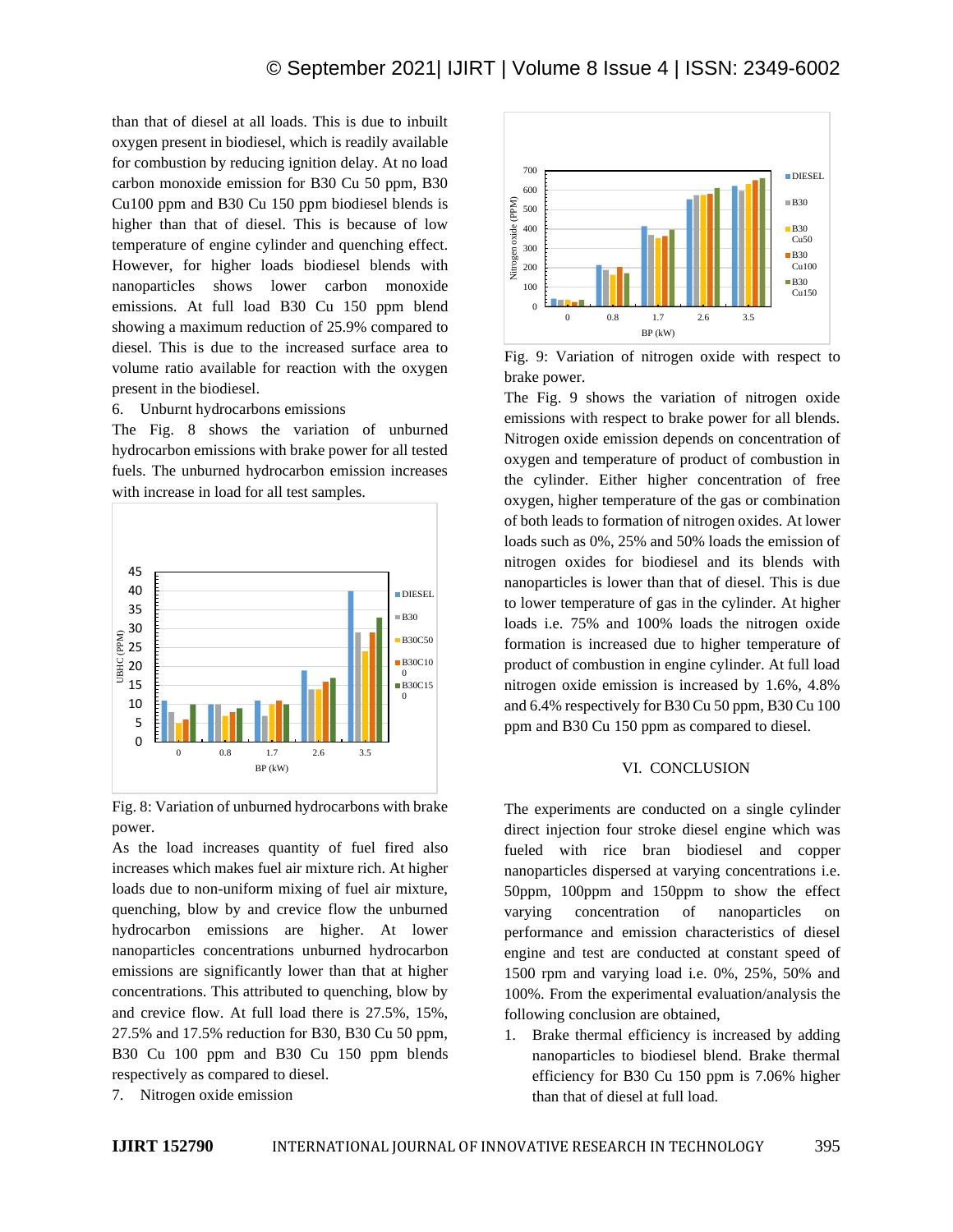than that of diesel at all loads. This is due to inbuilt oxygen present in biodiesel, which is readily available for combustion by reducing ignition delay. At no load carbon monoxide emission for B30 Cu 50 ppm, B30 Cu100 ppm and B30 Cu 150 ppm biodiesel blends is higher than that of diesel. This is because of low temperature of engine cylinder and quenching effect. However, for higher loads biodiesel blends with nanoparticles shows lower carbon monoxide emissions. At full load B30 Cu 150 ppm blend showing a maximum reduction of 25.9% compared to diesel. This is due to the increased surface area to volume ratio available for reaction with the oxygen present in the biodiesel.

6. Unburnt hydrocarbons emissions

The Fig. 8 shows the variation of unburned hydrocarbon emissions with brake power for all tested fuels. The unburned hydrocarbon emission increases with increase in load for all test samples.

Fig. 8: Variation of unburned hydrocarbons with brake power.

As the load increases quantity of fuel fired also increases which makes fuel air mixture rich. At higher loads due to non-uniform mixing of fuel air mixture, quenching, blow by and crevice flow the unburned hydrocarbon emissions are higher. At lower nanoparticles concentrations unburned hydrocarbon emissions are significantly lower than that at higher concentrations. This attributed to quenching, blow by and crevice flow. At full load there is 27.5%, 15%, 27.5% and 17.5% reduction for B30, B30 Cu 50 ppm, B30 Cu 100 ppm and B30 Cu 150 ppm blends respectively as compared to diesel.

7. Nitrogen oxide emission

Fig. 9: Variation of nitrogen oxide with respect to brake power.

The Fig. 9 shows the variation of nitrogen oxide emissions with respect to brake power for all blends. Nitrogen oxide emission depends on concentration of oxygen and temperature of product of combustion in the cylinder. Either higher concentration of free oxygen, higher temperature of the gas or combination of both leads to formation of nitrogen oxides. At lower loads such as 0%, 25% and 50% loads the emission of nitrogen oxides for biodiesel and its blends with nanoparticles is lower than that of diesel. This is due to lower temperature of gas in the cylinder. At higher loads i.e. 75% and 100% loads the nitrogen oxide formation is increased due to higher temperature of product of combustion in engine cylinder. At full load nitrogen oxide emission is increased by 1.6%, 4.8% and 6.4% respectively for B30 Cu 50 ppm, B30 Cu 100 ppm and B30 Cu 150 ppm as compared to diesel.

## VI. CONCLUSION

The experiments are conducted on a single cylinder direct injection four stroke diesel engine which was fueled with rice bran biodiesel and copper nanoparticles dispersed at varying concentrations i.e. 50ppm, 100ppm and 150ppm to show the effect varying concentration of nanoparticles on performance and emission characteristics of diesel engine and test are conducted at constant speed of 1500 rpm and varying load i.e. 0%, 25%, 50% and 100%. From the experimental evaluation/analysis the following conclusion are obtained,

1. Brake thermal efficiency is increased by adding nanoparticles to biodiesel blend. Brake thermal efficiency for B30 Cu 150 ppm is 7.06% higher than that of diesel at full load.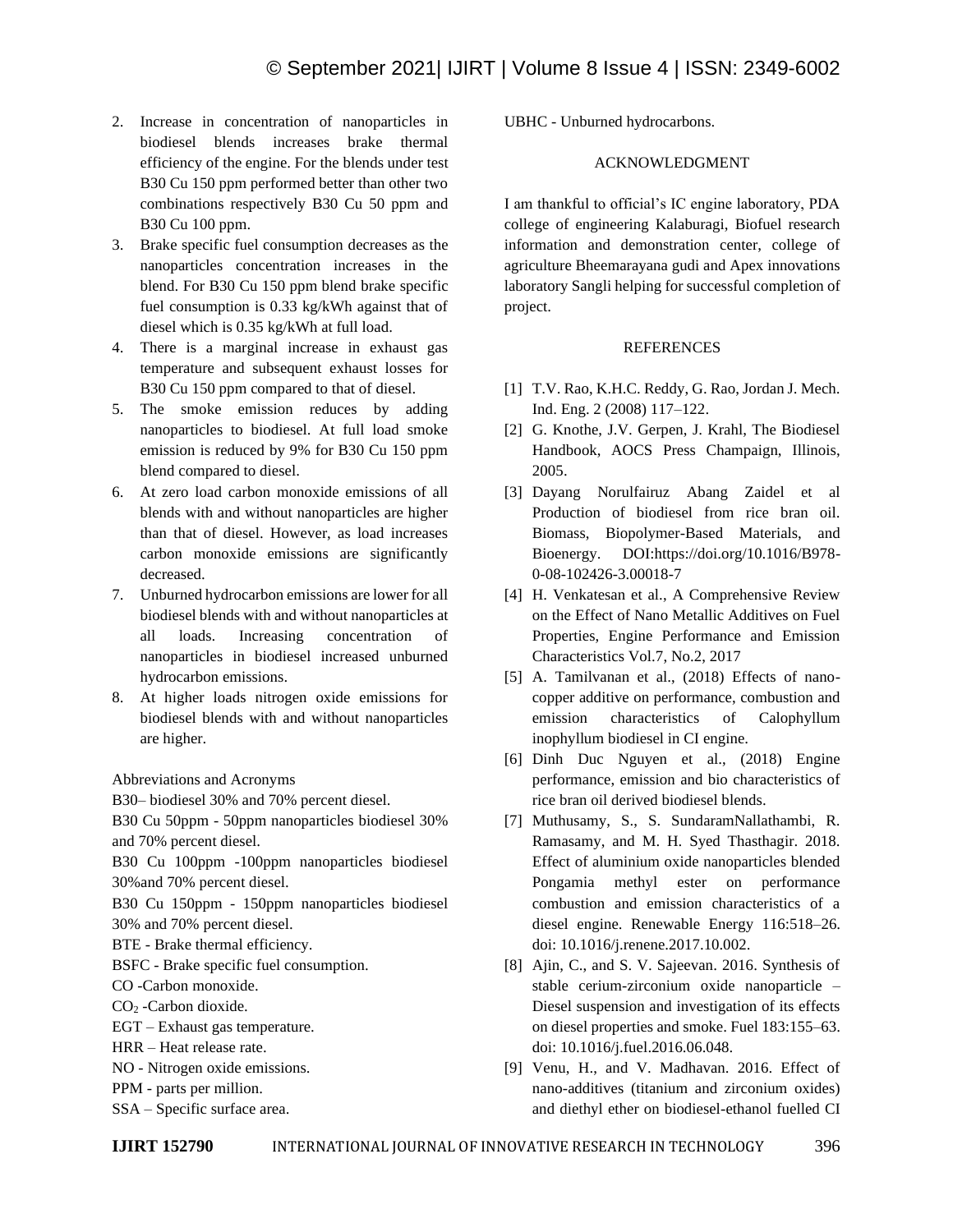2. Increase in concentration of nanoparticles in biodiesel blends increases brake thermal efficiency of the engine. For the blends under test B30 Cu 150 ppm performed better than other two combinations respectively B30 Cu 50 ppm and B30 Cu 100 ppm.
3. Brake specific fuel consumption decreases as the nanoparticles concentration increases in the blend. For B30 Cu 150 ppm blend brake specific fuel consumption is 0.33 kg/kWh against that of diesel which is 0.35 kg/kWh at full load.
4. There is a marginal increase in exhaust gas temperature and subsequent exhaust losses for B30 Cu 150 ppm compared to that of diesel.
5. The smoke emission reduces by adding nanoparticles to biodiesel. At full load smoke emission is reduced by 9% for B30 Cu 150 ppm blend compared to diesel.
6. At zero load carbon monoxide emissions of all blends with and without nanoparticles are higher than that of diesel. However, as load increases carbon monoxide emissions are significantly decreased.
7. Unburned hydrocarbon emissions are lower for all biodiesel blends with and without nanoparticles at all loads. Increasing concentration of nanoparticles in biodiesel increased unburned hydrocarbon emissions.
8. At higher loads nitrogen oxide emissions for biodiesel blends with and without nanoparticles are higher.

Abbreviations and Acronyms

B30– biodiesel 30% and 70% percent diesel.

B30 Cu 50ppm - 50ppm nanoparticles biodiesel 30% and 70% percent diesel.

B30 Cu 100ppm -100ppm nanoparticles biodiesel 30%and 70% percent diesel.

B30 Cu 150ppm - 150ppm nanoparticles biodiesel 30% and 70% percent diesel.

BTE - Brake thermal efficiency.

BSFC - Brake specific fuel consumption.

CO -Carbon monoxide.

$CO_2$ -Carbon dioxide.

EGT – Exhaust gas temperature.

HRR – Heat release rate.

NO - Nitrogen oxide emissions.

PPM - parts per million.

SSA – Specific surface area.

UBHC - Unburned hydrocarbons.

## ACKNOWLEDGMENT

I am thankful to official's IC engine laboratory, PDA college of engineering Kalaburagi, Biofuel research information and demonstration center, college of agriculture Bheemarayana gudi and Apex innovations laboratory Sangli helping for successful completion of project.

## REFERENCES

[1] T.V. Rao, K.H.C. Reddy, G. Rao, Jordan J. Mech. Ind. Eng. 2 (2008) 117–122.

[2] G. Knothe, J.V. Gerpen, J. Krahl, The Biodiesel Handbook, AOCS Press Champaign, Illinois, 2005.

[3] Dayang Norulfairuz Abang Zaidel et al Production of biodiesel from rice bran oil. Biomass, Biopolymer-Based Materials, and Bioenergy. DOI:https://doi.org/10.1016/B978-0-08-102426-3.00018-7

[4] H. Venkatesan et al., A Comprehensive Review on the Effect of Nano Metallic Additives on Fuel Properties, Engine Performance and Emission Characteristics Vol.7, No.2, 2017

[5] A. Tamilvanan et al., (2018) Effects of nano-copper additive on performance, combustion and emission characteristics of Calophyllum inophyllum biodiesel in CI engine.

[6] Dinh Duc Nguyen et al., (2018) Engine performance, emission and bio characteristics of rice bran oil derived biodiesel blends.

[7] Muthusamy, S., S. SundaramNallathambi, R. Ramasamy, and M. H. Syed Thasthagir. 2018. Effect of aluminium oxide nanoparticles blended Pongamia methyl ester on performance combustion and emission characteristics of a diesel engine. Renewable Energy 116:518–26. doi: 10.1016/j.renene.2017.10.002.

[8] Ajin, C., and S. V. Sajeevan. 2016. Synthesis of stable cerium-zirconium oxide nanoparticle – Diesel suspension and investigation of its effects on diesel properties and smoke. Fuel 183:155–63. doi: 10.1016/j.fuel.2016.06.048.

[9] Venu, H., and V. Madhavan. 2016. Effect of nano-additives (titanium and zirconium oxides) and diethyl ether on biodiesel-ethanol fuelled CI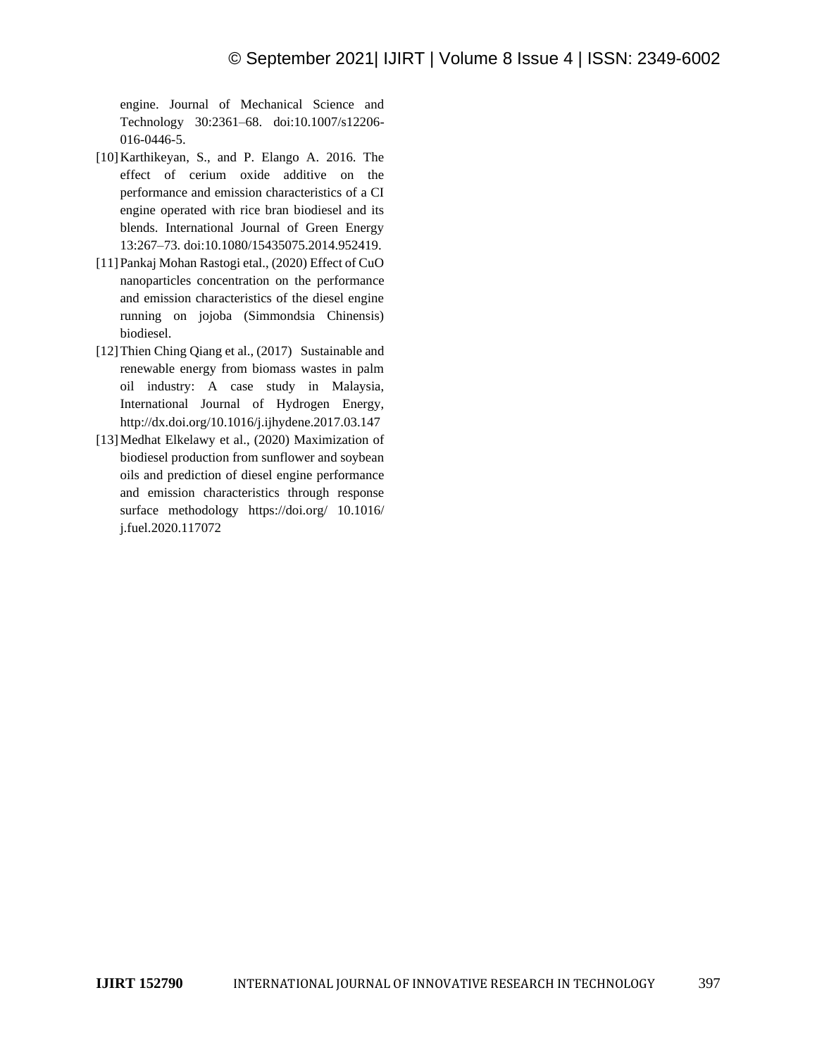engine. Journal of Mechanical Science and Technology 30:2361–68. doi:10.1007/s12206-016-0446-5.

[10] Karthikeyan, S., and P. Elango A. 2016. The effect of cerium oxide additive on the performance and emission characteristics of a CI engine operated with rice bran biodiesel and its blends. International Journal of Green Energy 13:267–73. doi:10.1080/15435075.2014.952419.

[11] Pankaj Mohan Rastogi etal., (2020) Effect of CuO nanoparticles concentration on the performance and emission characteristics of the diesel engine running on jojoba (Simmondsia Chinensis) biodiesel.

[12] Thien Ching Qiang et al., (2017) Sustainable and renewable energy from biomass wastes in palm oil industry: A case study in Malaysia, International Journal of Hydrogen Energy, http://dx.doi.org/10.1016/j.ijhydene.2017.03.147

[13] Medhat Elkelawy et al., (2020) Maximization of biodiesel production from sunflower and soybean oils and prediction of diesel engine performance and emission characteristics through response surface methodology https://doi.org/ 10.1016/ j.fuel.2020.117072